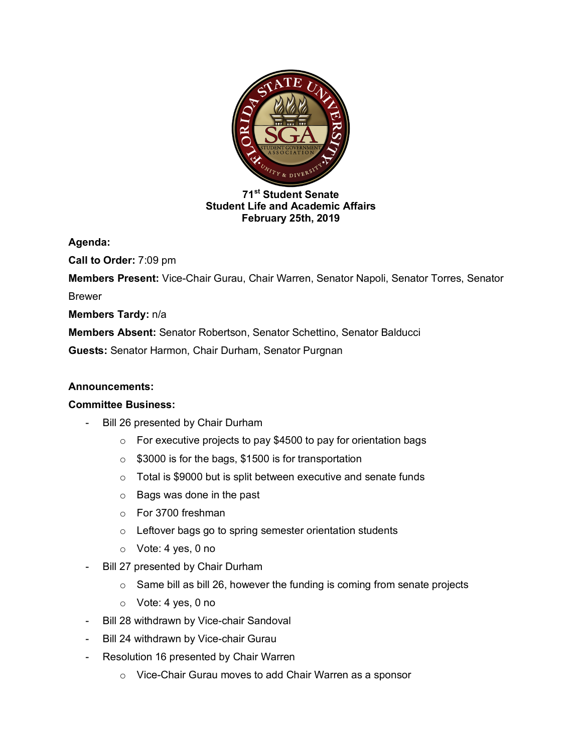**71st Student Senate**
**Student Life and Academic Affairs**
**February 25th, 2019**

**Agenda:**

**Call to Order:** 7:09 pm

**Members Present:** Vice-Chair Gurau, Chair Warren, Senator Napoli, Senator Torres, Senator Brewer

**Members Tardy:** n/a

**Members Absent:** Senator Robertson, Senator Schettino, Senator Balducci

**Guests:** Senator Harmon, Chair Durham, Senator Purgnan

**Announcements:**

**Committee Business:**

- Bill 26 presented by Chair Durham
  - For executive projects to pay $4500 to pay for orientation bags
  - $3000 is for the bags, $1500 is for transportation
  - Total is $9000 but is split between executive and senate funds
  - Bags was done in the past
  - For 3700 freshman
  - Leftover bags go to spring semester orientation students
  - Vote: 4 yes, 0 no
- Bill 27 presented by Chair Durham
  - Same bill as bill 26, however the funding is coming from senate projects
  - Vote: 4 yes, 0 no
- Bill 28 withdrawn by Vice-chair Sandoval
- Bill 24 withdrawn by Vice-chair Gurau
- Resolution 16 presented by Chair Warren
  - Vice-Chair Gurau moves to add Chair Warren as a sponsor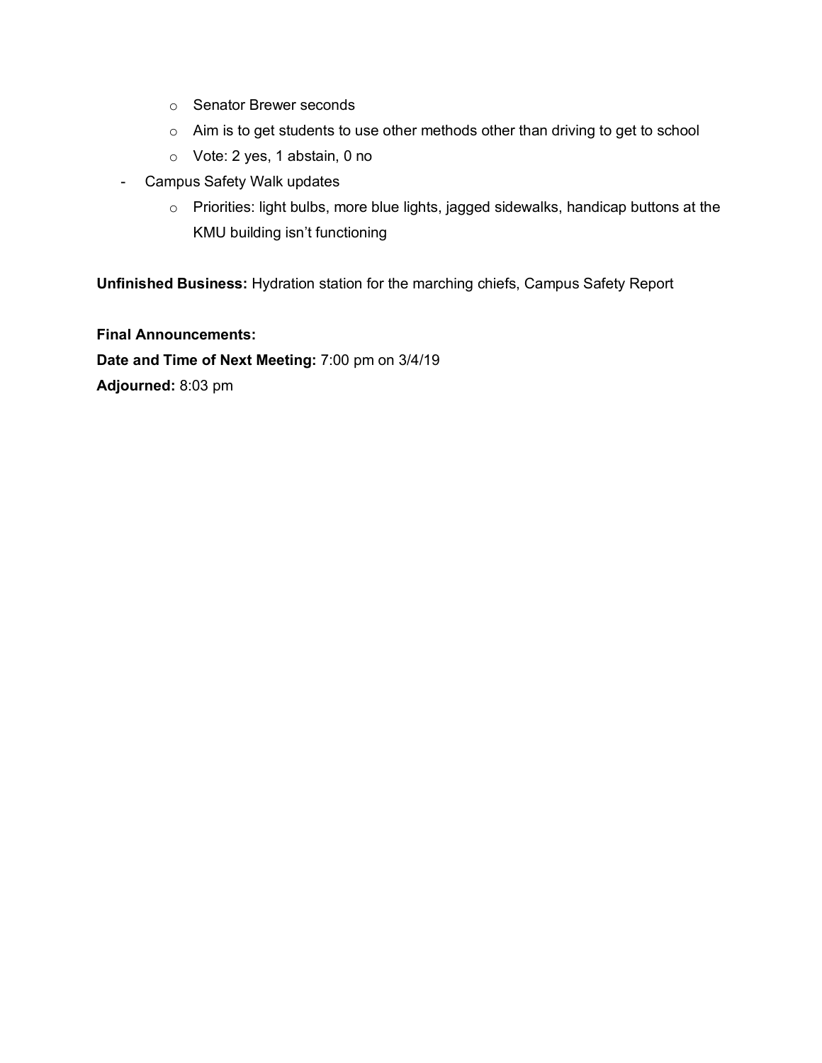- Senator Brewer seconds
    - Aim is to get students to use other methods other than driving to get to school
    - Vote: 2 yes, 1 abstain, 0 no
- Campus Safety Walk updates
    - Priorities: light bulbs, more blue lights, jagged sidewalks, handicap buttons at the KMU building isn't functioning

**Unfinished Business:** Hydration station for the marching chiefs, Campus Safety Report

**Final Announcements:**

**Date and Time of Next Meeting:** 7:00 pm on 3/4/19

**Adjourned:** 8:03 pm